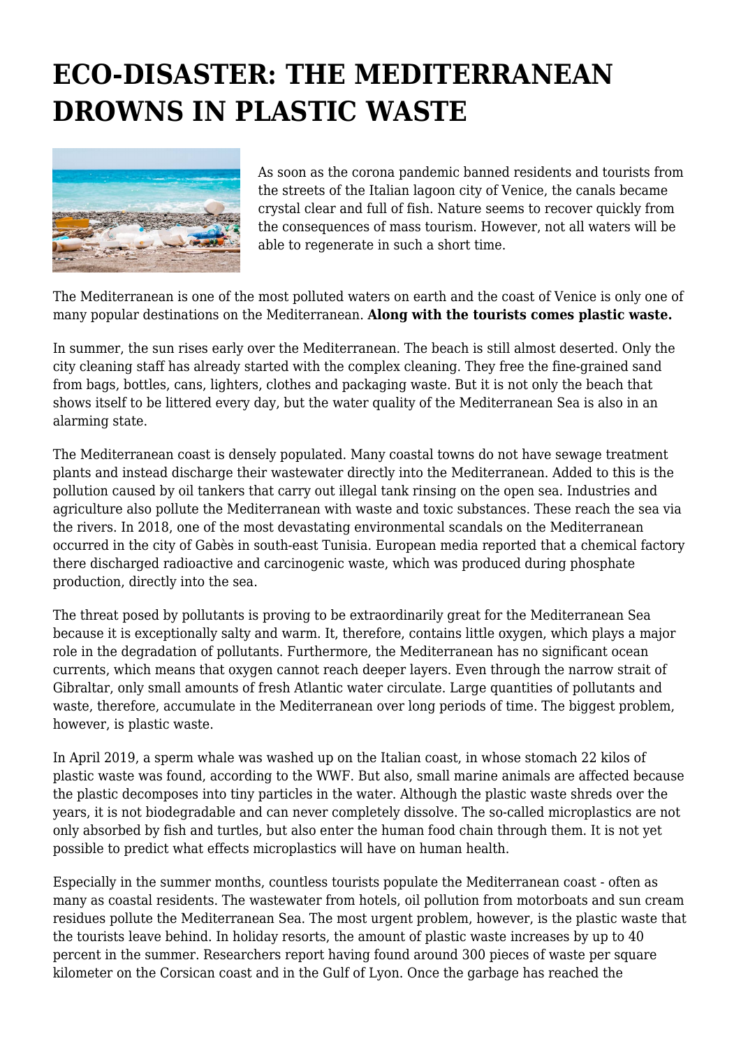# ECO-DISASTER: THE MEDITERRANEAN DROWNS IN PLASTIC WASTE

As soon as the corona pandemic banned residents and tourists from the streets of the Italian lagoon city of Venice, the canals became crystal clear and full of fish. Nature seems to recover quickly from the consequences of mass tourism. However, not all waters will be able to regenerate in such a short time.

The Mediterranean is one of the most polluted waters on earth and the coast of Venice is only one of many popular destinations on the Mediterranean. **Along with the tourists comes plastic waste.**

In summer, the sun rises early over the Mediterranean. The beach is still almost deserted. Only the city cleaning staff has already started with the complex cleaning. They free the fine-grained sand from bags, bottles, cans, lighters, clothes and packaging waste. But it is not only the beach that shows itself to be littered every day, but the water quality of the Mediterranean Sea is also in an alarming state.

The Mediterranean coast is densely populated. Many coastal towns do not have sewage treatment plants and instead discharge their wastewater directly into the Mediterranean. Added to this is the pollution caused by oil tankers that carry out illegal tank rinsing on the open sea. Industries and agriculture also pollute the Mediterranean with waste and toxic substances. These reach the sea via the rivers. In 2018, one of the most devastating environmental scandals on the Mediterranean occurred in the city of Gabès in south-east Tunisia. European media reported that a chemical factory there discharged radioactive and carcinogenic waste, which was produced during phosphate production, directly into the sea.

The threat posed by pollutants is proving to be extraordinarily great for the Mediterranean Sea because it is exceptionally salty and warm. It, therefore, contains little oxygen, which plays a major role in the degradation of pollutants. Furthermore, the Mediterranean has no significant ocean currents, which means that oxygen cannot reach deeper layers. Even through the narrow strait of Gibraltar, only small amounts of fresh Atlantic water circulate. Large quantities of pollutants and waste, therefore, accumulate in the Mediterranean over long periods of time. The biggest problem, however, is plastic waste.

In April 2019, a sperm whale was washed up on the Italian coast, in whose stomach 22 kilos of plastic waste was found, according to the WWF. But also, small marine animals are affected because the plastic decomposes into tiny particles in the water. Although the plastic waste shreds over the years, it is not biodegradable and can never completely dissolve. The so-called microplastics are not only absorbed by fish and turtles, but also enter the human food chain through them. It is not yet possible to predict what effects microplastics will have on human health.

Especially in the summer months, countless tourists populate the Mediterranean coast - often as many as coastal residents. The wastewater from hotels, oil pollution from motorboats and sun cream residues pollute the Mediterranean Sea. The most urgent problem, however, is the plastic waste that the tourists leave behind. In holiday resorts, the amount of plastic waste increases by up to 40 percent in the summer. Researchers report having found around 300 pieces of waste per square kilometer on the Corsican coast and in the Gulf of Lyon. Once the garbage has reached the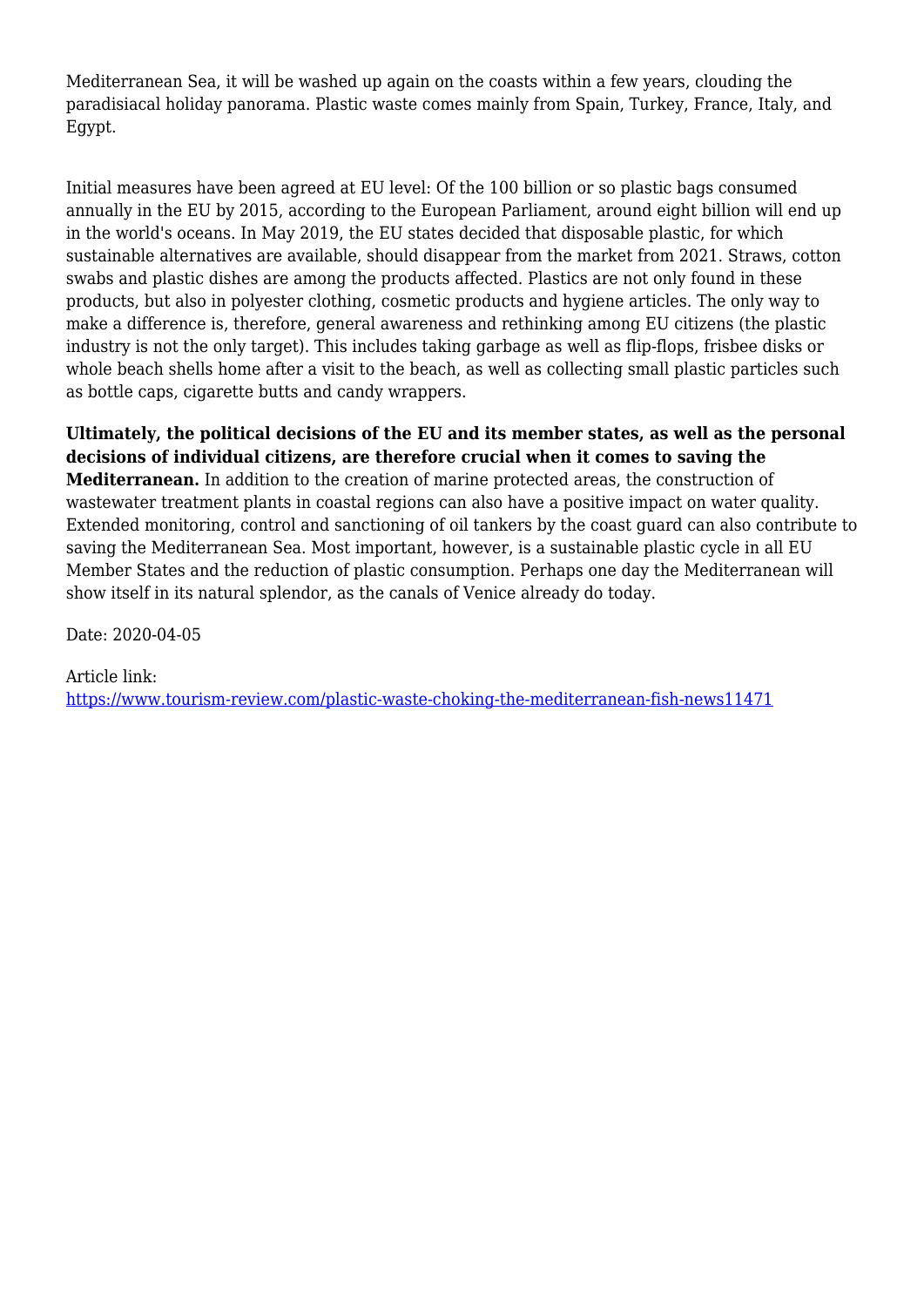Mediterranean Sea, it will be washed up again on the coasts within a few years, clouding the paradisiacal holiday panorama. Plastic waste comes mainly from Spain, Turkey, France, Italy, and Egypt.

Initial measures have been agreed at EU level: Of the 100 billion or so plastic bags consumed annually in the EU by 2015, according to the European Parliament, around eight billion will end up in the world's oceans. In May 2019, the EU states decided that disposable plastic, for which sustainable alternatives are available, should disappear from the market from 2021. Straws, cotton swabs and plastic dishes are among the products affected. Plastics are not only found in these products, but also in polyester clothing, cosmetic products and hygiene articles. The only way to make a difference is, therefore, general awareness and rethinking among EU citizens (the plastic industry is not the only target). This includes taking garbage as well as flip-flops, frisbee disks or whole beach shells home after a visit to the beach, as well as collecting small plastic particles such as bottle caps, cigarette butts and candy wrappers.

**Ultimately, the political decisions of the EU and its member states, as well as the personal decisions of individual citizens, are therefore crucial when it comes to saving the Mediterranean.** In addition to the creation of marine protected areas, the construction of wastewater treatment plants in coastal regions can also have a positive impact on water quality. Extended monitoring, control and sanctioning of oil tankers by the coast guard can also contribute to saving the Mediterranean Sea. Most important, however, is a sustainable plastic cycle in all EU Member States and the reduction of plastic consumption. Perhaps one day the Mediterranean will show itself in its natural splendor, as the canals of Venice already do today.

Date: 2020-04-05

Article link:
[https://www.tourism-review.com/plastic-waste-choking-the-mediterranean-fish-news11471](https://www.tourism-review.com/plastic-waste-choking-the-mediterranean-fish-news11471)